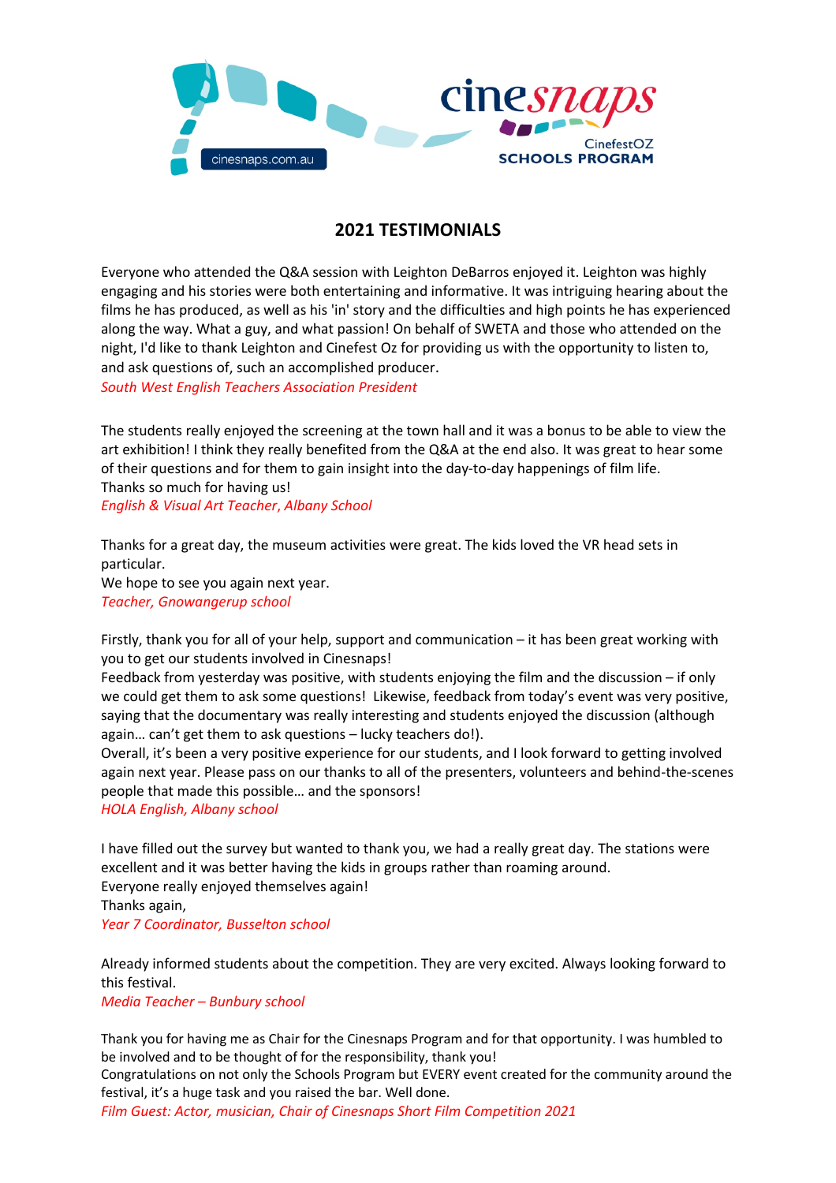cinesnaps

cinesnaps.com.au

CinefestOZ
SCHOOLS PROGRAM

## 2021 TESTIMONIALS

Everyone who attended the Q&A session with Leighton DeBarros enjoyed it. Leighton was highly engaging and his stories were both entertaining and informative. It was intriguing hearing about the films he has produced, as well as his 'in' story and the difficulties and high points he has experienced along the way. What a guy, and what passion! On behalf of SWETA and those who attended on the night, I'd like to thank Leighton and Cinefest Oz for providing us with the opportunity to listen to, and ask questions of, such an accomplished producer.
*South West English Teachers Association President*

The students really enjoyed the screening at the town hall and it was a bonus to be able to view the art exhibition! I think they really benefited from the Q&A at the end also. It was great to hear some of their questions and for them to gain insight into the day-to-day happenings of film life.
Thanks so much for having us!
*English & Visual Art Teacher, Albany School*

Thanks for a great day, the museum activities were great. The kids loved the VR head sets in particular.
We hope to see you again next year.
*Teacher, Gnowangerup school*

Firstly, thank you for all of your help, support and communication – it has been great working with you to get our students involved in Cinesnaps!
Feedback from yesterday was positive, with students enjoying the film and the discussion – if only we could get them to ask some questions! Likewise, feedback from today's event was very positive, saying that the documentary was really interesting and students enjoyed the discussion (although again… can't get them to ask questions – lucky teachers do!).
Overall, it's been a very positive experience for our students, and I look forward to getting involved again next year. Please pass on our thanks to all of the presenters, volunteers and behind-the-scenes people that made this possible… and the sponsors!
*HOLA English, Albany school*

I have filled out the survey but wanted to thank you, we had a really great day. The stations were excellent and it was better having the kids in groups rather than roaming around.
Everyone really enjoyed themselves again!
Thanks again,
*Year 7 Coordinator, Busselton school*

Already informed students about the competition. They are very excited. Always looking forward to this festival.
*Media Teacher – Bunbury school*

Thank you for having me as Chair for the Cinesnaps Program and for that opportunity. I was humbled to be involved and to be thought of for the responsibility, thank you!
Congratulations on not only the Schools Program but EVERY event created for the community around the festival, it's a huge task and you raised the bar. Well done.
*Film Guest: Actor, musician, Chair of Cinesnaps Short Film Competition 2021*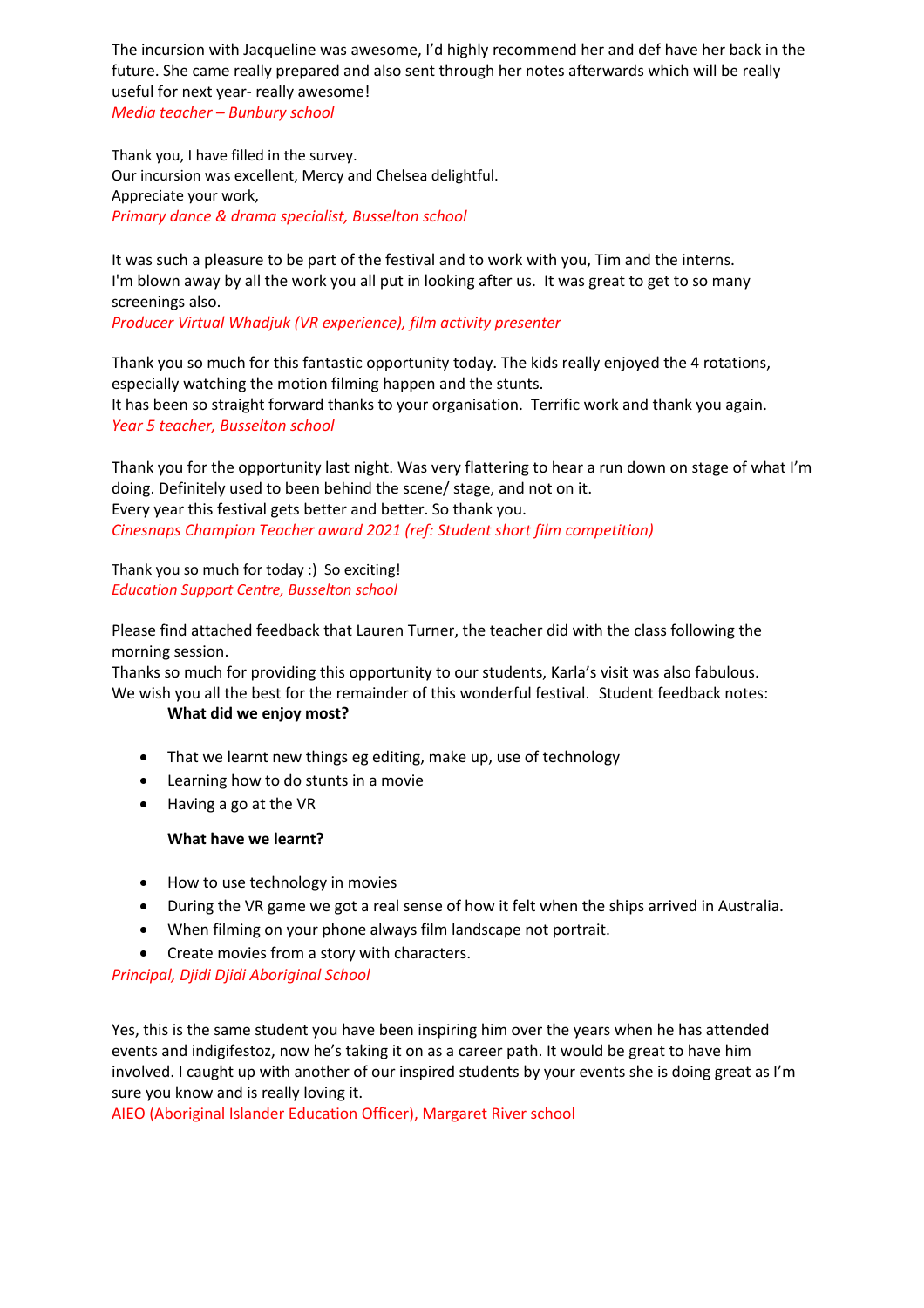The incursion with Jacqueline was awesome, I'd highly recommend her and def have her back in the future. She came really prepared and also sent through her notes afterwards which will be really useful for next year- really awesome!
*Media teacher – Bunbury school*

Thank you, I have filled in the survey.
Our incursion was excellent, Mercy and Chelsea delightful.
Appreciate your work,
*Primary dance & drama specialist, Busselton school*

It was such a pleasure to be part of the festival and to work with you, Tim and the interns. I'm blown away by all the work you all put in looking after us. It was great to get to so many screenings also.
*Producer Virtual Whadjuk (VR experience), film activity presenter*

Thank you so much for this fantastic opportunity today. The kids really enjoyed the 4 rotations, especially watching the motion filming happen and the stunts.
It has been so straight forward thanks to your organisation. Terrific work and thank you again.
*Year 5 teacher, Busselton school*

Thank you for the opportunity last night. Was very flattering to hear a run down on stage of what I'm doing. Definitely used to been behind the scene/ stage, and not on it.
Every year this festival gets better and better. So thank you.
*Cinesnaps Champion Teacher award 2021 (ref: Student short film competition)*

Thank you so much for today :) So exciting!
*Education Support Centre, Busselton school*

Please find attached feedback that Lauren Turner, the teacher did with the class following the morning session.
Thanks so much for providing this opportunity to our students, Karla's visit was also fabulous.
We wish you all the best for the remainder of this wonderful festival. Student feedback notes:

**What did we enjoy most?**

- That we learnt new things eg editing, make up, use of technology
- Learning how to do stunts in a movie
- Having a go at the VR

**What have we learnt?**

- How to use technology in movies
- During the VR game we got a real sense of how it felt when the ships arrived in Australia.
- When filming on your phone always film landscape not portrait.
- Create movies from a story with characters.

*Principal, Djidi Djidi Aboriginal School*

Yes, this is the same student you have been inspiring him over the years when he has attended events and indigifestoz, now he's taking it on as a career path. It would be great to have him involved. I caught up with another of our inspired students by your events she is doing great as I'm sure you know and is really loving it.
AIEO (Aboriginal Islander Education Officer), Margaret River school